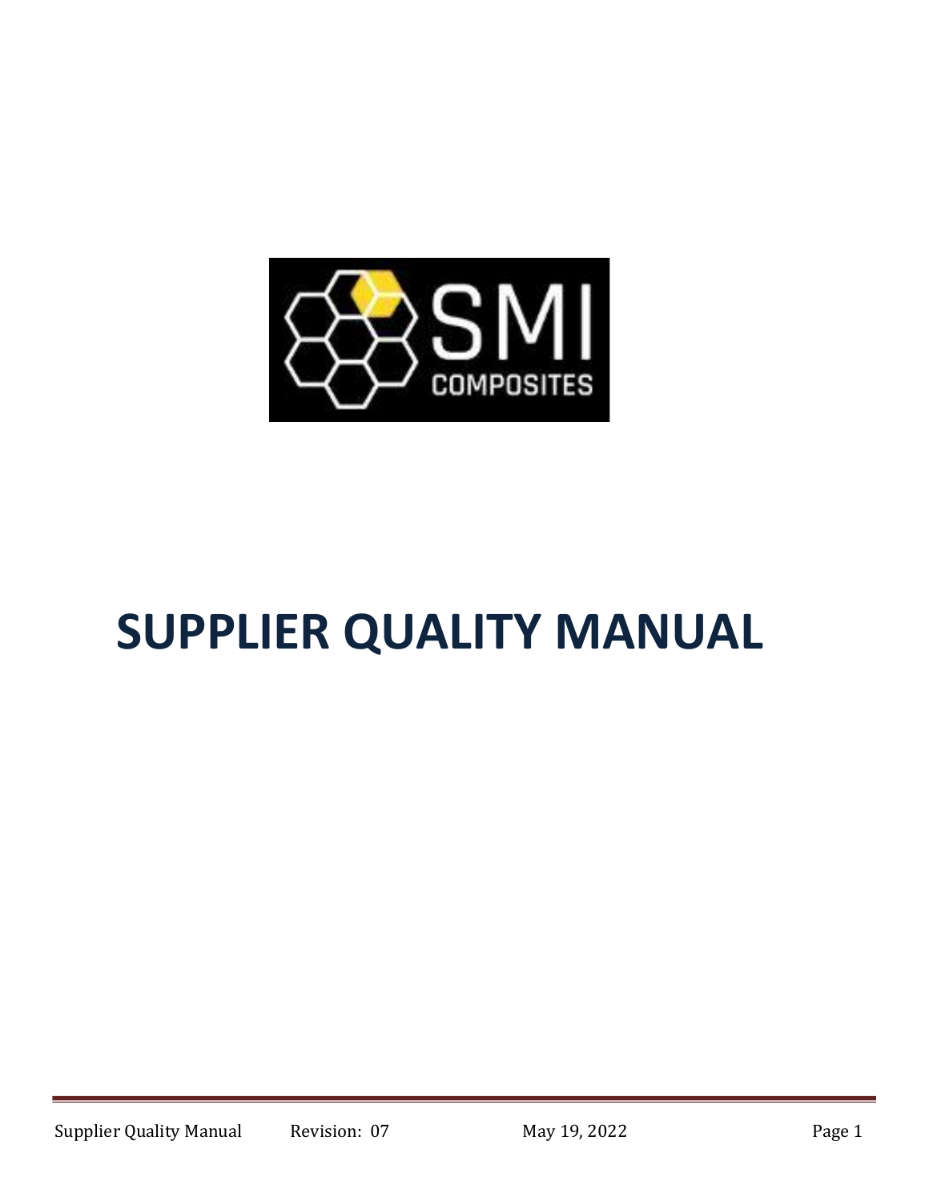# SUPPLIER QUALITY MANUAL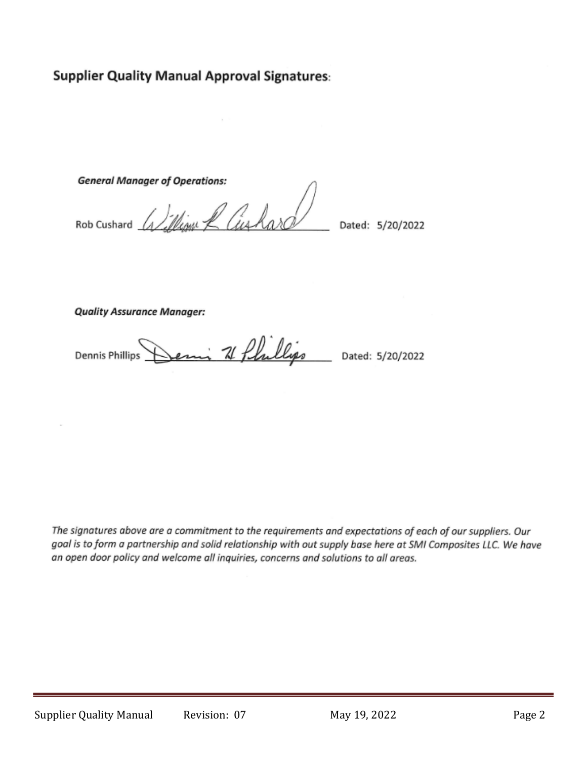## Supplier Quality Manual Approval Signatures:

***General Manager of Operations:***

Rob Cushard \_\_\_\_\_\_\_\_\_\_\_\_\_\_\_\_\_\_\_\_\_\_ Dated: 5/20/2022

***Quality Assurance Manager:***

Dennis Phillips \_\_\_\_\_\_\_\_\_\_\_\_\_\_\_\_\_\_\_\_\_\_ Dated: 5/20/2022

*The signatures above are a commitment to the requirements and expectations of each of our suppliers. Our goal is to form a partnership and solid relationship with out supply base here at SMI Composites LLC. We have an open door policy and welcome all inquiries, concerns and solutions to all areas.*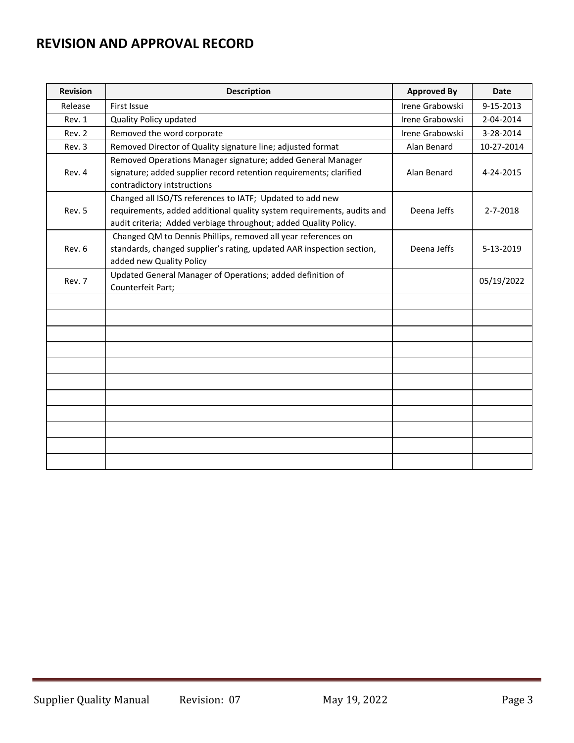## REVISION AND APPROVAL RECORD

| Revision | Description | Approved By | Date |
|---|---|---|---|
| Release | First Issue | Irene Grabowski | 9-15-2013 |
| Rev. 1 | Quality Policy updated | Irene Grabowski | 2-04-2014 |
| Rev. 2 | Removed the word corporate | Irene Grabowski | 3-28-2014 |
| Rev. 3 | Removed Director of Quality signature line; adjusted format | Alan Benard | 10-27-2014 |
| Rev. 4 | Removed Operations Manager signature; added General Manager signature; added supplier record retention requirements; clarified contradictory intstructions | Alan Benard | 4-24-2015 |
| Rev. 5 | Changed all ISO/TS references to IATF; Updated to add new requirements, added additional quality system requirements, audits and audit criteria; Added verbiage throughout; added Quality Policy. | Deena Jeffs | 2-7-2018 |
| Rev. 6 | Changed QM to Dennis Phillips, removed all year references on standards, changed supplier's rating, updated AAR inspection section, added new Quality Policy | Deena Jeffs | 5-13-2019 |
| Rev. 7 | Updated General Manager of Operations; added definition of Counterfeit Part; | | 05/19/2022 |
| | | | |
| | | | |
| | | | |
| | | | |
| | | | |
| | | | |
| | | | |
| | | | |
| | | | |
| | | | |
| | | | |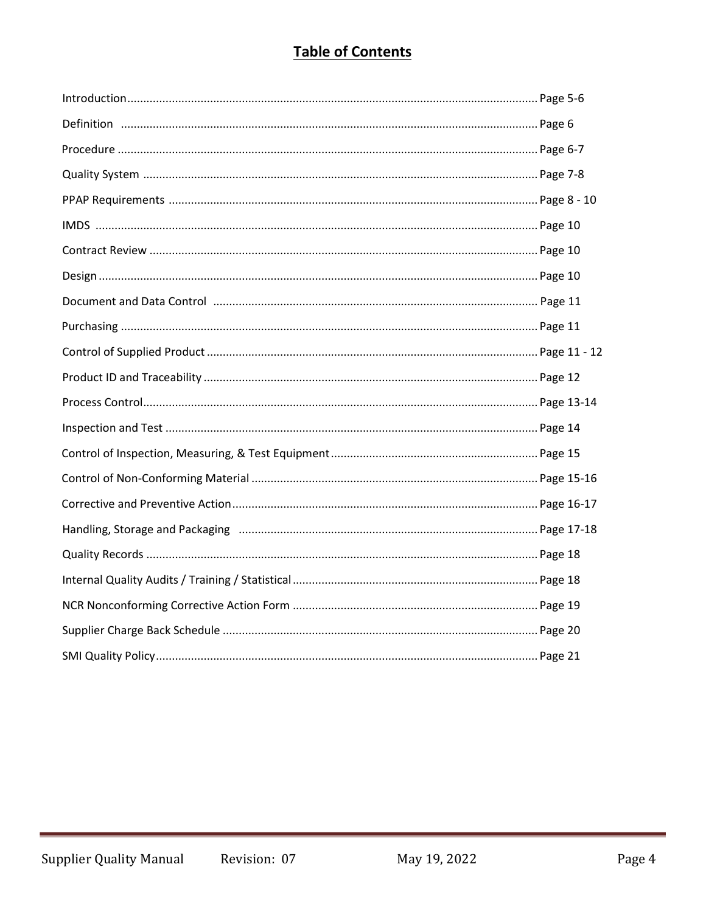# Table of Contents

| Section | Page |
|---|---|
| Introduction | Page 5-6 |
| Definition | Page 6 |
| Procedure | Page 6-7 |
| Quality System | Page 7-8 |
| PPAP Requirements | Page 8 - 10 |
| IMDS | Page 10 |
| Contract Review | Page 10 |
| Design | Page 10 |
| Document and Data Control | Page 11 |
| Purchasing | Page 11 |
| Control of Supplied Product | Page 11 - 12 |
| Product ID and Traceability | Page 12 |
| Process Control | Page 13-14 |
| Inspection and Test | Page 14 |
| Control of Inspection, Measuring, & Test Equipment | Page 15 |
| Control of Non-Conforming Material | Page 15-16 |
| Corrective and Preventive Action | Page 16-17 |
| Handling, Storage and Packaging | Page 17-18 |
| Quality Records | Page 18 |
| Internal Quality Audits / Training / Statistical | Page 18 |
| NCR Nonconforming Corrective Action Form | Page 19 |
| Supplier Charge Back Schedule | Page 20 |
| SMI Quality Policy | Page 21 |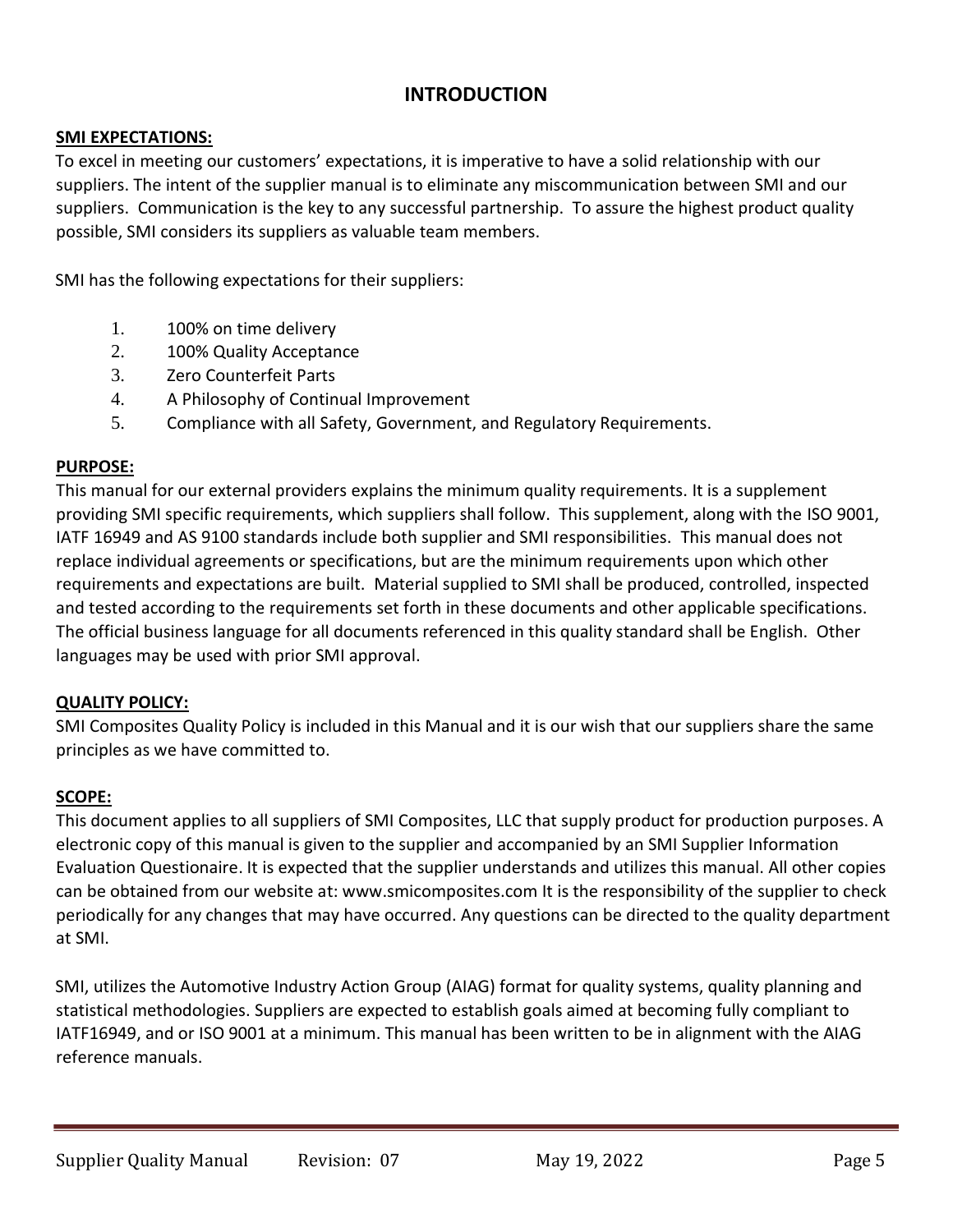# INTRODUCTION

**SMI EXPECTATIONS:**

To excel in meeting our customers' expectations, it is imperative to have a solid relationship with our suppliers. The intent of the supplier manual is to eliminate any miscommunication between SMI and our suppliers. Communication is the key to any successful partnership. To assure the highest product quality possible, SMI considers its suppliers as valuable team members.

SMI has the following expectations for their suppliers:

1. 100% on time delivery
2. 100% Quality Acceptance
3. Zero Counterfeit Parts
4. A Philosophy of Continual Improvement
5. Compliance with all Safety, Government, and Regulatory Requirements.

**PURPOSE:**

This manual for our external providers explains the minimum quality requirements. It is a supplement providing SMI specific requirements, which suppliers shall follow. This supplement, along with the ISO 9001, IATF 16949 and AS 9100 standards include both supplier and SMI responsibilities. This manual does not replace individual agreements or specifications, but are the minimum requirements upon which other requirements and expectations are built. Material supplied to SMI shall be produced, controlled, inspected and tested according to the requirements set forth in these documents and other applicable specifications. The official business language for all documents referenced in this quality standard shall be English. Other languages may be used with prior SMI approval.

**QUALITY POLICY:**

SMI Composites Quality Policy is included in this Manual and it is our wish that our suppliers share the same principles as we have committed to.

**SCOPE:**

This document applies to all suppliers of SMI Composites, LLC that supply product for production purposes. A electronic copy of this manual is given to the supplier and accompanied by an SMI Supplier Information Evaluation Questionaire. It is expected that the supplier understands and utilizes this manual. All other copies can be obtained from our website at: www.smicomposites.com It is the responsibility of the supplier to check periodically for any changes that may have occurred. Any questions can be directed to the quality department at SMI.

SMI, utilizes the Automotive Industry Action Group (AIAG) format for quality systems, quality planning and statistical methodologies. Suppliers are expected to establish goals aimed at becoming fully compliant to IATF16949, and or ISO 9001 at a minimum. This manual has been written to be in alignment with the AIAG reference manuals.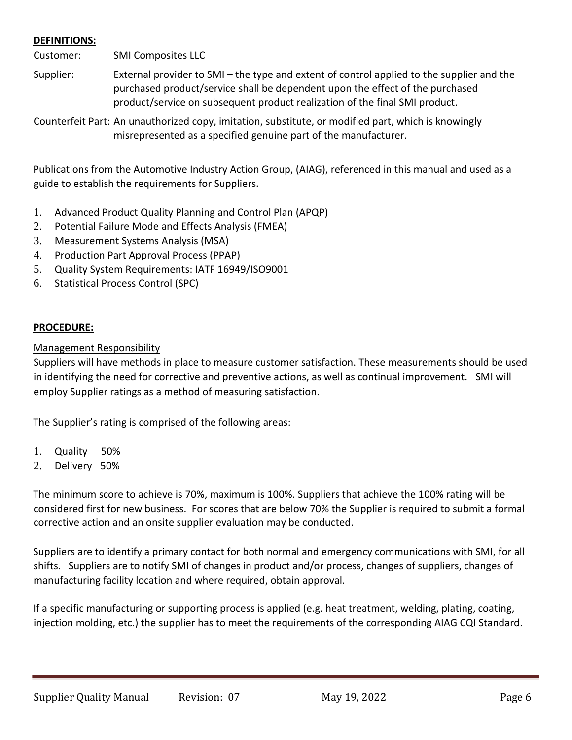**DEFINITIONS:**

Customer: SMI Composites LLC

Supplier: External provider to SMI – the type and extent of control applied to the supplier and the purchased product/service shall be dependent upon the effect of the purchased product/service on subsequent product realization of the final SMI product.

Counterfeit Part: An unauthorized copy, imitation, substitute, or modified part, which is knowingly misrepresented as a specified genuine part of the manufacturer.

Publications from the Automotive Industry Action Group, (AIAG), referenced in this manual and used as a guide to establish the requirements for Suppliers.

1. Advanced Product Quality Planning and Control Plan (APQP)
2. Potential Failure Mode and Effects Analysis (FMEA)
3. Measurement Systems Analysis (MSA)
4. Production Part Approval Process (PPAP)
5. Quality System Requirements: IATF 16949/ISO9001
6. Statistical Process Control (SPC)

**PROCEDURE:**

Management Responsibility

Suppliers will have methods in place to measure customer satisfaction. These measurements should be used in identifying the need for corrective and preventive actions, as well as continual improvement. SMI will employ Supplier ratings as a method of measuring satisfaction.

The Supplier's rating is comprised of the following areas:

1. Quality 50%
2. Delivery 50%

The minimum score to achieve is 70%, maximum is 100%. Suppliers that achieve the 100% rating will be considered first for new business. For scores that are below 70% the Supplier is required to submit a formal corrective action and an onsite supplier evaluation may be conducted.

Suppliers are to identify a primary contact for both normal and emergency communications with SMI, for all shifts. Suppliers are to notify SMI of changes in product and/or process, changes of suppliers, changes of manufacturing facility location and where required, obtain approval.

If a specific manufacturing or supporting process is applied (e.g. heat treatment, welding, plating, coating, injection molding, etc.) the supplier has to meet the requirements of the corresponding AIAG CQI Standard.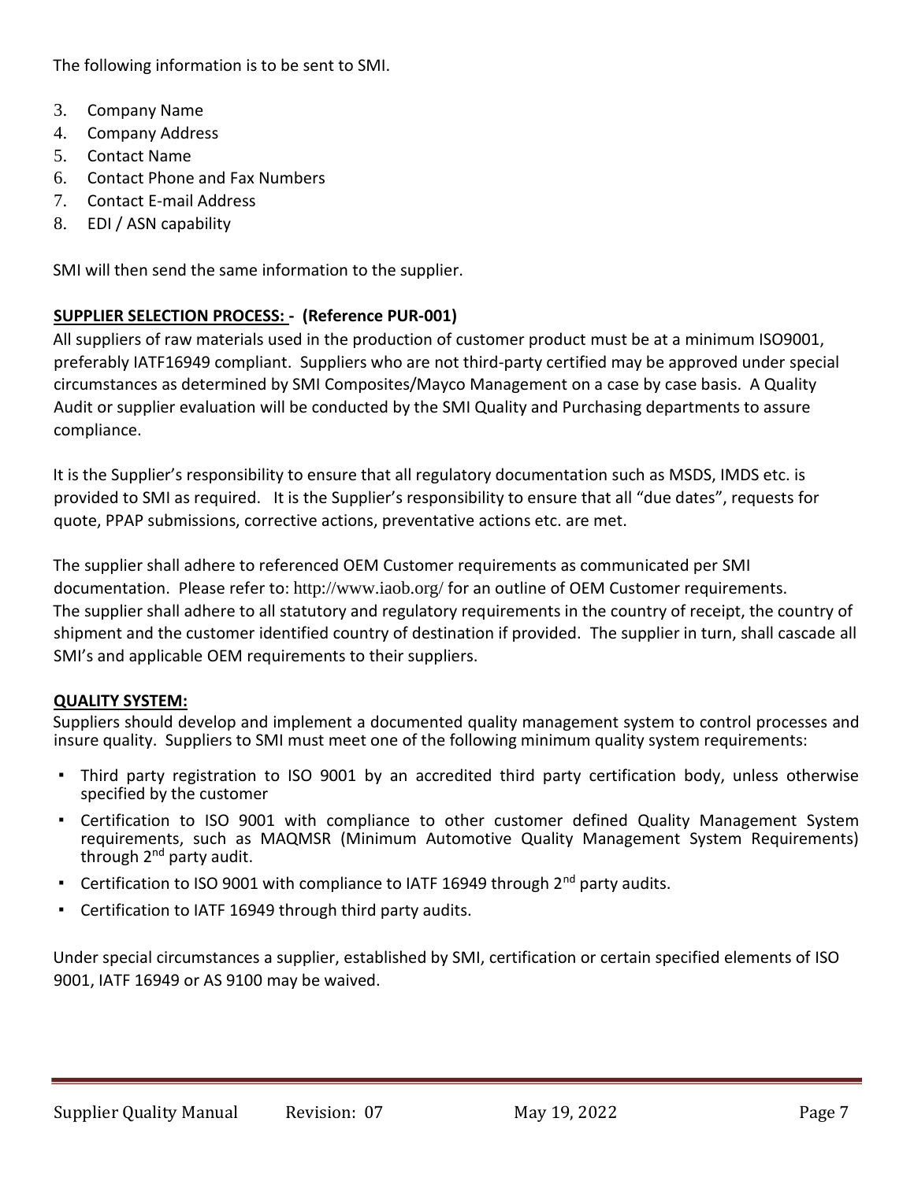The following information is to be sent to SMI.

3. Company Name
4. Company Address
5. Contact Name
6. Contact Phone and Fax Numbers
7. Contact E-mail Address
8. EDI / ASN capability

SMI will then send the same information to the supplier.

**SUPPLIER SELECTION PROCESS: - (Reference PUR-001)**

All suppliers of raw materials used in the production of customer product must be at a minimum ISO9001, preferably IATF16949 compliant. Suppliers who are not third-party certified may be approved under special circumstances as determined by SMI Composites/Mayco Management on a case by case basis. A Quality Audit or supplier evaluation will be conducted by the SMI Quality and Purchasing departments to assure compliance.

It is the Supplier's responsibility to ensure that all regulatory documentation such as MSDS, IMDS etc. is provided to SMI as required. It is the Supplier's responsibility to ensure that all "due dates", requests for quote, PPAP submissions, corrective actions, preventative actions etc. are met.

The supplier shall adhere to referenced OEM Customer requirements as communicated per SMI documentation. Please refer to: http://www.iaob.org/ for an outline of OEM Customer requirements. The supplier shall adhere to all statutory and regulatory requirements in the country of receipt, the country of shipment and the customer identified country of destination if provided. The supplier in turn, shall cascade all SMI's and applicable OEM requirements to their suppliers.

**QUALITY SYSTEM:**

Suppliers should develop and implement a documented quality management system to control processes and insure quality. Suppliers to SMI must meet one of the following minimum quality system requirements:

- Third party registration to ISO 9001 by an accredited third party certification body, unless otherwise specified by the customer
- Certification to ISO 9001 with compliance to other customer defined Quality Management System requirements, such as MAQMSR (Minimum Automotive Quality Management System Requirements) through 2nd party audit.
- Certification to ISO 9001 with compliance to IATF 16949 through 2nd party audits.
- Certification to IATF 16949 through third party audits.

Under special circumstances a supplier, established by SMI, certification or certain specified elements of ISO 9001, IATF 16949 or AS 9100 may be waived.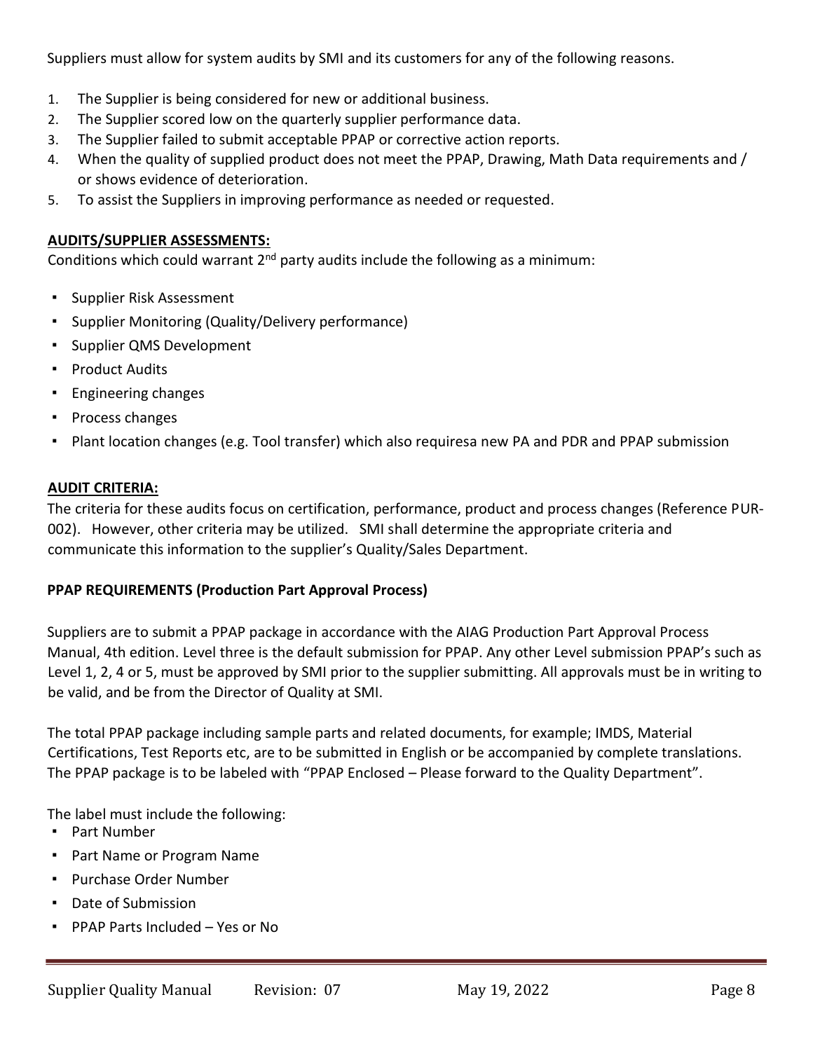Suppliers must allow for system audits by SMI and its customers for any of the following reasons.

1. The Supplier is being considered for new or additional business.
2. The Supplier scored low on the quarterly supplier performance data.
3. The Supplier failed to submit acceptable PPAP or corrective action reports.
4. When the quality of supplied product does not meet the PPAP, Drawing, Math Data requirements and / or shows evidence of deterioration.
5. To assist the Suppliers in improving performance as needed or requested.

**AUDITS/SUPPLIER ASSESSMENTS:**

Conditions which could warrant 2nd party audits include the following as a minimum:

- Supplier Risk Assessment
- Supplier Monitoring (Quality/Delivery performance)
- Supplier QMS Development
- Product Audits
- Engineering changes
- Process changes
- Plant location changes (e.g. Tool transfer) which also requiresa new PA and PDR and PPAP submission

**AUDIT CRITERIA:**

The criteria for these audits focus on certification, performance, product and process changes (Reference PUR-002). However, other criteria may be utilized. SMI shall determine the appropriate criteria and communicate this information to the supplier's Quality/Sales Department.

**PPAP REQUIREMENTS (Production Part Approval Process)**

Suppliers are to submit a PPAP package in accordance with the AIAG Production Part Approval Process Manual, 4th edition. Level three is the default submission for PPAP. Any other Level submission PPAP's such as Level 1, 2, 4 or 5, must be approved by SMI prior to the supplier submitting. All approvals must be in writing to be valid, and be from the Director of Quality at SMI.

The total PPAP package including sample parts and related documents, for example; IMDS, Material Certifications, Test Reports etc, are to be submitted in English or be accompanied by complete translations. The PPAP package is to be labeled with "PPAP Enclosed – Please forward to the Quality Department".

The label must include the following:

- Part Number
- Part Name or Program Name
- Purchase Order Number
- Date of Submission
- PPAP Parts Included – Yes or No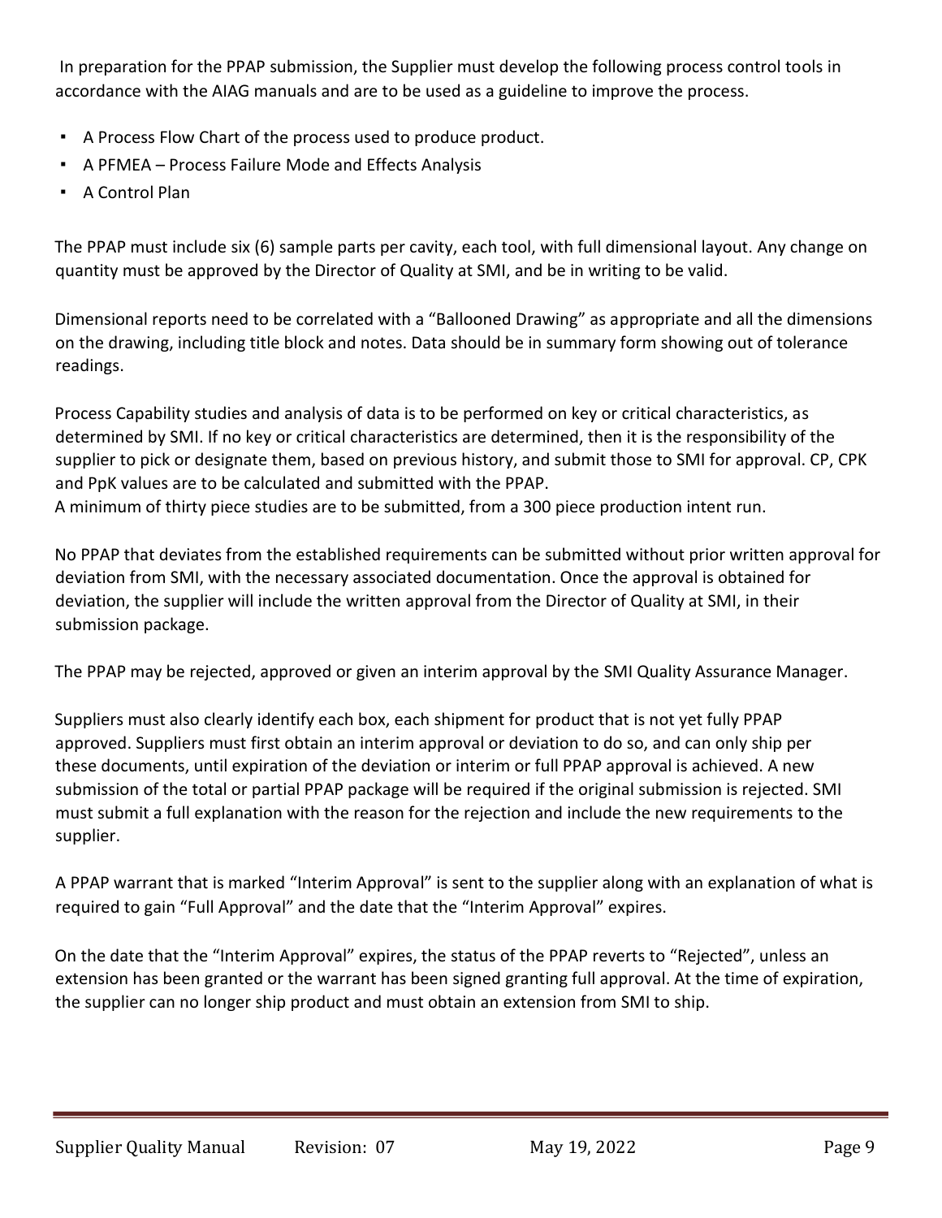In preparation for the PPAP submission, the Supplier must develop the following process control tools in accordance with the AIAG manuals and are to be used as a guideline to improve the process.

- A Process Flow Chart of the process used to produce product.
- A PFMEA – Process Failure Mode and Effects Analysis
- A Control Plan

The PPAP must include six (6) sample parts per cavity, each tool, with full dimensional layout. Any change on quantity must be approved by the Director of Quality at SMI, and be in writing to be valid.

Dimensional reports need to be correlated with a "Ballooned Drawing" as appropriate and all the dimensions on the drawing, including title block and notes. Data should be in summary form showing out of tolerance readings.

Process Capability studies and analysis of data is to be performed on key or critical characteristics, as determined by SMI. If no key or critical characteristics are determined, then it is the responsibility of the supplier to pick or designate them, based on previous history, and submit those to SMI for approval. CP, CPK and PpK values are to be calculated and submitted with the PPAP.
A minimum of thirty piece studies are to be submitted, from a 300 piece production intent run.

No PPAP that deviates from the established requirements can be submitted without prior written approval for deviation from SMI, with the necessary associated documentation. Once the approval is obtained for deviation, the supplier will include the written approval from the Director of Quality at SMI, in their submission package.

The PPAP may be rejected, approved or given an interim approval by the SMI Quality Assurance Manager.

Suppliers must also clearly identify each box, each shipment for product that is not yet fully PPAP approved. Suppliers must first obtain an interim approval or deviation to do so, and can only ship per these documents, until expiration of the deviation or interim or full PPAP approval is achieved. A new submission of the total or partial PPAP package will be required if the original submission is rejected. SMI must submit a full explanation with the reason for the rejection and include the new requirements to the supplier.

A PPAP warrant that is marked "Interim Approval" is sent to the supplier along with an explanation of what is required to gain "Full Approval" and the date that the "Interim Approval" expires.

On the date that the "Interim Approval" expires, the status of the PPAP reverts to "Rejected", unless an extension has been granted or the warrant has been signed granting full approval. At the time of expiration, the supplier can no longer ship product and must obtain an extension from SMI to ship.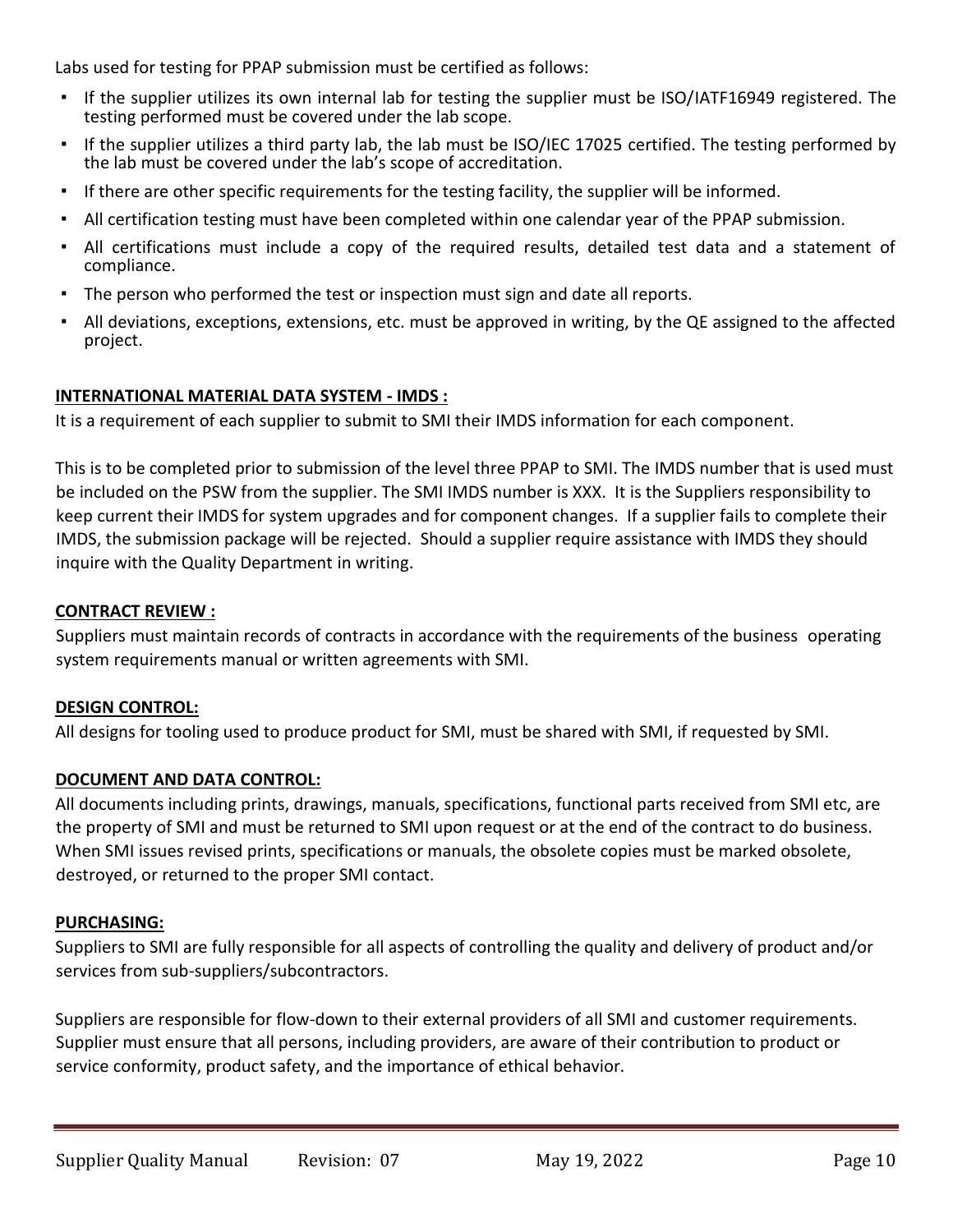Labs used for testing for PPAP submission must be certified as follows:

- If the supplier utilizes its own internal lab for testing the supplier must be ISO/IATF16949 registered. The testing performed must be covered under the lab scope.
- If the supplier utilizes a third party lab, the lab must be ISO/IEC 17025 certified. The testing performed by the lab must be covered under the lab's scope of accreditation.
- If there are other specific requirements for the testing facility, the supplier will be informed.
- All certification testing must have been completed within one calendar year of the PPAP submission.
- All certifications must include a copy of the required results, detailed test data and a statement of compliance.
- The person who performed the test or inspection must sign and date all reports.
- All deviations, exceptions, extensions, etc. must be approved in writing, by the QE assigned to the affected project.

**INTERNATIONAL MATERIAL DATA SYSTEM - IMDS :**

It is a requirement of each supplier to submit to SMI their IMDS information for each component.

This is to be completed prior to submission of the level three PPAP to SMI. The IMDS number that is used must be included on the PSW from the supplier. The SMI IMDS number is XXX. It is the Suppliers responsibility to keep current their IMDS for system upgrades and for component changes. If a supplier fails to complete their IMDS, the submission package will be rejected. Should a supplier require assistance with IMDS they should inquire with the Quality Department in writing.

**CONTRACT REVIEW :**

Suppliers must maintain records of contracts in accordance with the requirements of the business operating system requirements manual or written agreements with SMI.

**DESIGN CONTROL:**

All designs for tooling used to produce product for SMI, must be shared with SMI, if requested by SMI.

**DOCUMENT AND DATA CONTROL:**

All documents including prints, drawings, manuals, specifications, functional parts received from SMI etc, are the property of SMI and must be returned to SMI upon request or at the end of the contract to do business. When SMI issues revised prints, specifications or manuals, the obsolete copies must be marked obsolete, destroyed, or returned to the proper SMI contact.

**PURCHASING:**

Suppliers to SMI are fully responsible for all aspects of controlling the quality and delivery of product and/or services from sub-suppliers/subcontractors.

Suppliers are responsible for flow-down to their external providers of all SMI and customer requirements. Supplier must ensure that all persons, including providers, are aware of their contribution to product or service conformity, product safety, and the importance of ethical behavior.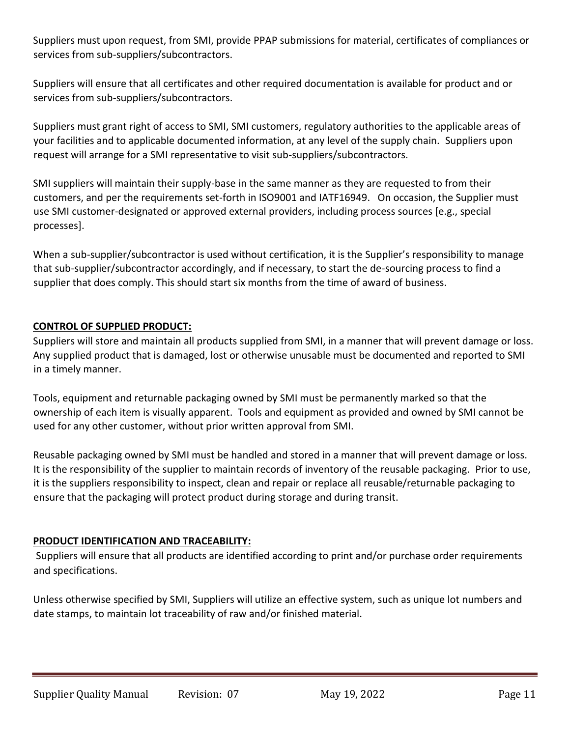Suppliers must upon request, from SMI, provide PPAP submissions for material, certificates of compliances or services from sub-suppliers/subcontractors.

Suppliers will ensure that all certificates and other required documentation is available for product and or services from sub-suppliers/subcontractors.

Suppliers must grant right of access to SMI, SMI customers, regulatory authorities to the applicable areas of your facilities and to applicable documented information, at any level of the supply chain. Suppliers upon request will arrange for a SMI representative to visit sub-suppliers/subcontractors.

SMI suppliers will maintain their supply-base in the same manner as they are requested to from their customers, and per the requirements set-forth in ISO9001 and IATF16949. On occasion, the Supplier must use SMI customer-designated or approved external providers, including process sources [e.g., special processes].

When a sub-supplier/subcontractor is used without certification, it is the Supplier's responsibility to manage that sub-supplier/subcontractor accordingly, and if necessary, to start the de-sourcing process to find a supplier that does comply. This should start six months from the time of award of business.

## CONTROL OF SUPPLIED PRODUCT:

Suppliers will store and maintain all products supplied from SMI, in a manner that will prevent damage or loss. Any supplied product that is damaged, lost or otherwise unusable must be documented and reported to SMI in a timely manner.

Tools, equipment and returnable packaging owned by SMI must be permanently marked so that the ownership of each item is visually apparent. Tools and equipment as provided and owned by SMI cannot be used for any other customer, without prior written approval from SMI.

Reusable packaging owned by SMI must be handled and stored in a manner that will prevent damage or loss. It is the responsibility of the supplier to maintain records of inventory of the reusable packaging. Prior to use, it is the suppliers responsibility to inspect, clean and repair or replace all reusable/returnable packaging to ensure that the packaging will protect product during storage and during transit.

## PRODUCT IDENTIFICATION AND TRACEABILITY:

Suppliers will ensure that all products are identified according to print and/or purchase order requirements and specifications.

Unless otherwise specified by SMI, Suppliers will utilize an effective system, such as unique lot numbers and date stamps, to maintain lot traceability of raw and/or finished material.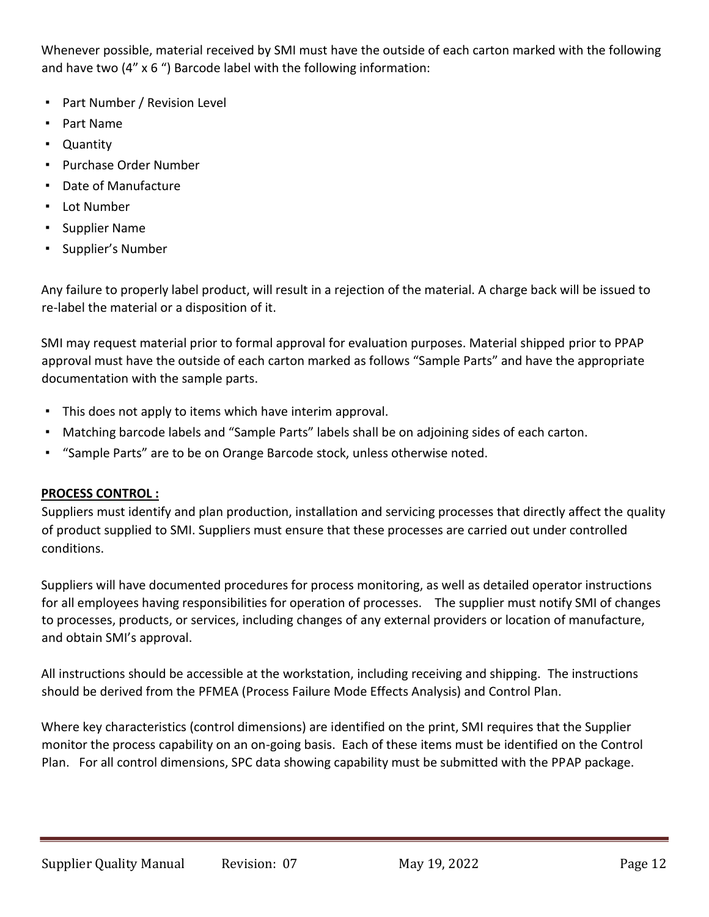Whenever possible, material received by SMI must have the outside of each carton marked with the following and have two (4" x 6 ") Barcode label with the following information:

- Part Number / Revision Level
- Part Name
- Quantity
- Purchase Order Number
- Date of Manufacture
- Lot Number
- Supplier Name
- Supplier's Number

Any failure to properly label product, will result in a rejection of the material. A charge back will be issued to re-label the material or a disposition of it.

SMI may request material prior to formal approval for evaluation purposes. Material shipped prior to PPAP approval must have the outside of each carton marked as follows "Sample Parts" and have the appropriate documentation with the sample parts.

- This does not apply to items which have interim approval.
- Matching barcode labels and "Sample Parts" labels shall be on adjoining sides of each carton.
- "Sample Parts" are to be on Orange Barcode stock, unless otherwise noted.

**PROCESS CONTROL :**

Suppliers must identify and plan production, installation and servicing processes that directly affect the quality of product supplied to SMI. Suppliers must ensure that these processes are carried out under controlled conditions.

Suppliers will have documented procedures for process monitoring, as well as detailed operator instructions for all employees having responsibilities for operation of processes. The supplier must notify SMI of changes to processes, products, or services, including changes of any external providers or location of manufacture, and obtain SMI's approval.

All instructions should be accessible at the workstation, including receiving and shipping. The instructions should be derived from the PFMEA (Process Failure Mode Effects Analysis) and Control Plan.

Where key characteristics (control dimensions) are identified on the print, SMI requires that the Supplier monitor the process capability on an on-going basis. Each of these items must be identified on the Control Plan. For all control dimensions, SPC data showing capability must be submitted with the PPAP package.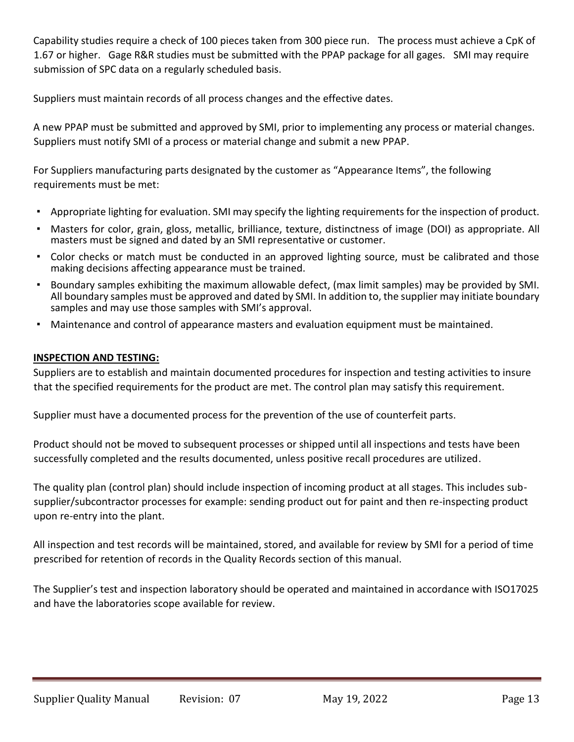Capability studies require a check of 100 pieces taken from 300 piece run. The process must achieve a CpK of 1.67 or higher. Gage R&R studies must be submitted with the PPAP package for all gages. SMI may require submission of SPC data on a regularly scheduled basis.

Suppliers must maintain records of all process changes and the effective dates.

A new PPAP must be submitted and approved by SMI, prior to implementing any process or material changes. Suppliers must notify SMI of a process or material change and submit a new PPAP.

For Suppliers manufacturing parts designated by the customer as "Appearance Items", the following requirements must be met:

- Appropriate lighting for evaluation. SMI may specify the lighting requirements for the inspection of product.
- Masters for color, grain, gloss, metallic, brilliance, texture, distinctness of image (DOI) as appropriate. All masters must be signed and dated by an SMI representative or customer.
- Color checks or match must be conducted in an approved lighting source, must be calibrated and those making decisions affecting appearance must be trained.
- Boundary samples exhibiting the maximum allowable defect, (max limit samples) may be provided by SMI. All boundary samples must be approved and dated by SMI. In addition to, the supplier may initiate boundary samples and may use those samples with SMI's approval.
- Maintenance and control of appearance masters and evaluation equipment must be maintained.

**INSPECTION AND TESTING:**

Suppliers are to establish and maintain documented procedures for inspection and testing activities to insure that the specified requirements for the product are met. The control plan may satisfy this requirement.

Supplier must have a documented process for the prevention of the use of counterfeit parts.

Product should not be moved to subsequent processes or shipped until all inspections and tests have been successfully completed and the results documented, unless positive recall procedures are utilized.

The quality plan (control plan) should include inspection of incoming product at all stages. This includes sub-supplier/subcontractor processes for example: sending product out for paint and then re-inspecting product upon re-entry into the plant.

All inspection and test records will be maintained, stored, and available for review by SMI for a period of time prescribed for retention of records in the Quality Records section of this manual.

The Supplier's test and inspection laboratory should be operated and maintained in accordance with ISO17025 and have the laboratories scope available for review.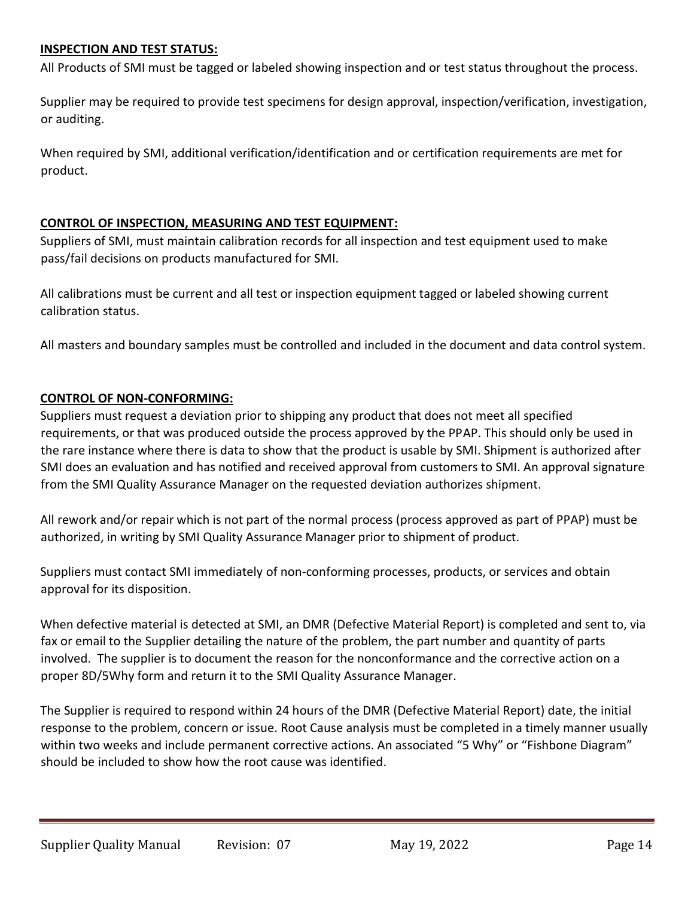**INSPECTION AND TEST STATUS:**

All Products of SMI must be tagged or labeled showing inspection and or test status throughout the process.

Supplier may be required to provide test specimens for design approval, inspection/verification, investigation, or auditing.

When required by SMI, additional verification/identification and or certification requirements are met for product.

**CONTROL OF INSPECTION, MEASURING AND TEST EQUIPMENT:**

Suppliers of SMI, must maintain calibration records for all inspection and test equipment used to make pass/fail decisions on products manufactured for SMI.

All calibrations must be current and all test or inspection equipment tagged or labeled showing current calibration status.

All masters and boundary samples must be controlled and included in the document and data control system.

**CONTROL OF NON-CONFORMING:**

Suppliers must request a deviation prior to shipping any product that does not meet all specified requirements, or that was produced outside the process approved by the PPAP. This should only be used in the rare instance where there is data to show that the product is usable by SMI. Shipment is authorized after SMI does an evaluation and has notified and received approval from customers to SMI. An approval signature from the SMI Quality Assurance Manager on the requested deviation authorizes shipment.

All rework and/or repair which is not part of the normal process (process approved as part of PPAP) must be authorized, in writing by SMI Quality Assurance Manager prior to shipment of product.

Suppliers must contact SMI immediately of non-conforming processes, products, or services and obtain approval for its disposition.

When defective material is detected at SMI, an DMR (Defective Material Report) is completed and sent to, via fax or email to the Supplier detailing the nature of the problem, the part number and quantity of parts involved. The supplier is to document the reason for the nonconformance and the corrective action on a proper 8D/5Why form and return it to the SMI Quality Assurance Manager.

The Supplier is required to respond within 24 hours of the DMR (Defective Material Report) date, the initial response to the problem, concern or issue. Root Cause analysis must be completed in a timely manner usually within two weeks and include permanent corrective actions. An associated "5 Why" or "Fishbone Diagram" should be included to show how the root cause was identified.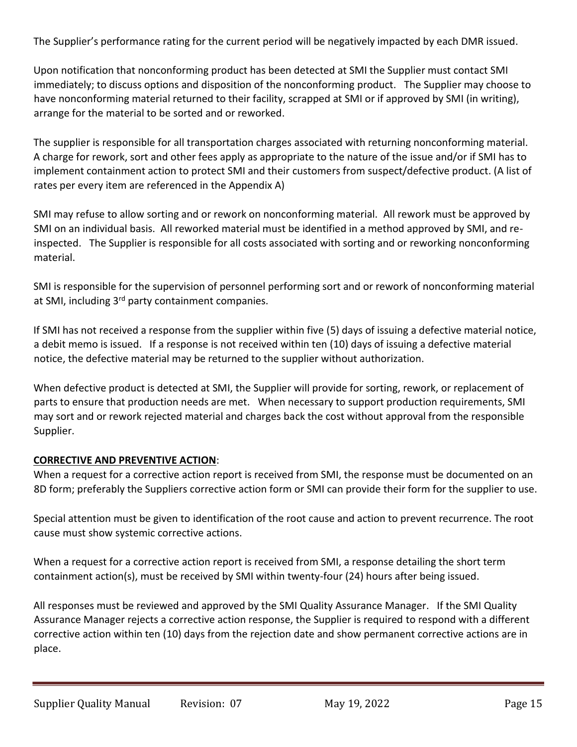The Supplier's performance rating for the current period will be negatively impacted by each DMR issued.

Upon notification that nonconforming product has been detected at SMI the Supplier must contact SMI immediately; to discuss options and disposition of the nonconforming product. The Supplier may choose to have nonconforming material returned to their facility, scrapped at SMI or if approved by SMI (in writing), arrange for the material to be sorted and or reworked.

The supplier is responsible for all transportation charges associated with returning nonconforming material. A charge for rework, sort and other fees apply as appropriate to the nature of the issue and/or if SMI has to implement containment action to protect SMI and their customers from suspect/defective product. (A list of rates per every item are referenced in the Appendix A)

SMI may refuse to allow sorting and or rework on nonconforming material. All rework must be approved by SMI on an individual basis. All reworked material must be identified in a method approved by SMI, and re-inspected. The Supplier is responsible for all costs associated with sorting and or reworking nonconforming material.

SMI is responsible for the supervision of personnel performing sort and or rework of nonconforming material at SMI, including 3rd party containment companies.

If SMI has not received a response from the supplier within five (5) days of issuing a defective material notice, a debit memo is issued. If a response is not received within ten (10) days of issuing a defective material notice, the defective material may be returned to the supplier without authorization.

When defective product is detected at SMI, the Supplier will provide for sorting, rework, or replacement of parts to ensure that production needs are met. When necessary to support production requirements, SMI may sort and or rework rejected material and charges back the cost without approval from the responsible Supplier.

**CORRECTIVE AND PREVENTIVE ACTION**:

When a request for a corrective action report is received from SMI, the response must be documented on an 8D form; preferably the Suppliers corrective action form or SMI can provide their form for the supplier to use.

Special attention must be given to identification of the root cause and action to prevent recurrence. The root cause must show systemic corrective actions.

When a request for a corrective action report is received from SMI, a response detailing the short term containment action(s), must be received by SMI within twenty-four (24) hours after being issued.

All responses must be reviewed and approved by the SMI Quality Assurance Manager. If the SMI Quality Assurance Manager rejects a corrective action response, the Supplier is required to respond with a different corrective action within ten (10) days from the rejection date and show permanent corrective actions are in place.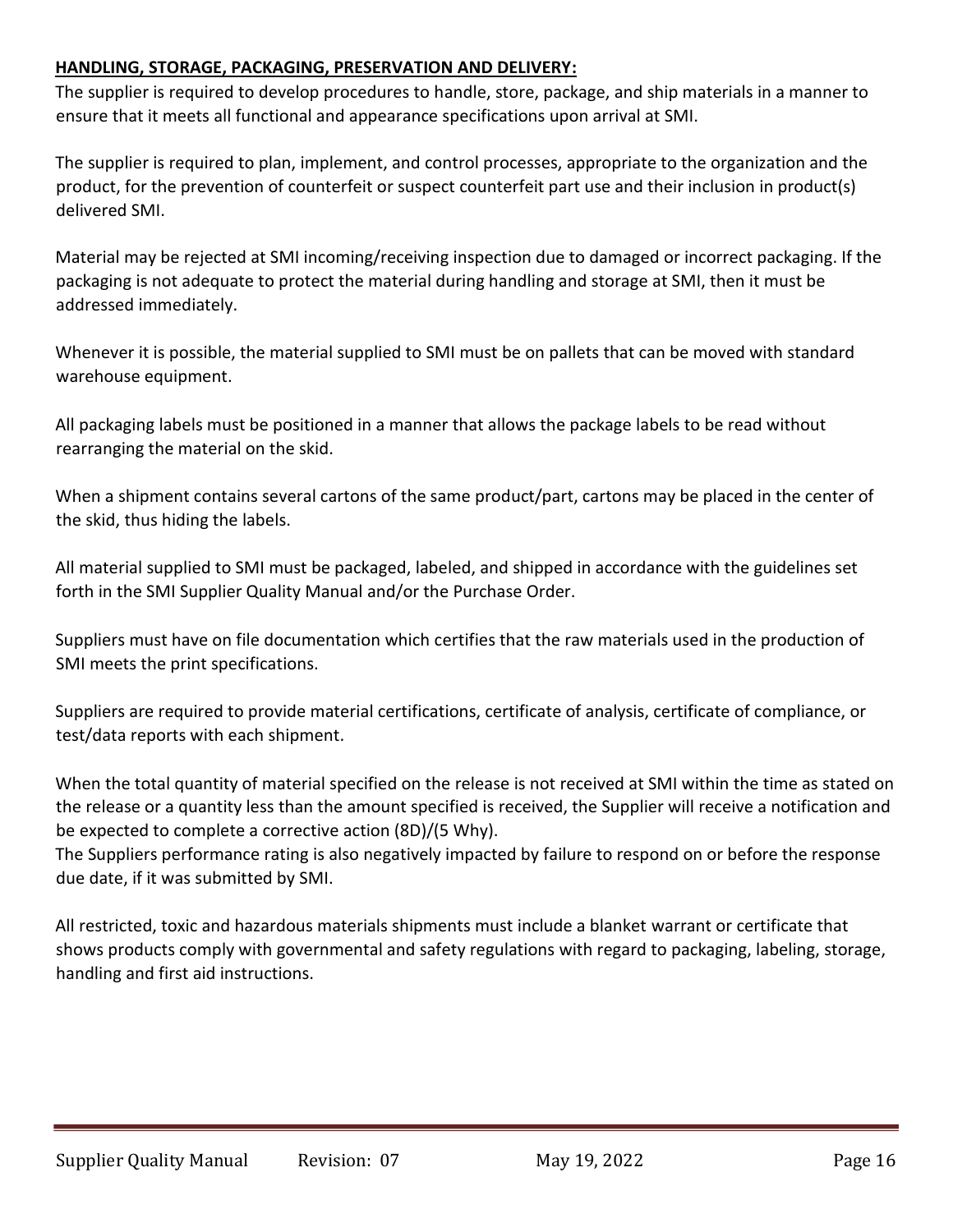**HANDLING, STORAGE, PACKAGING, PRESERVATION AND DELIVERY:**

The supplier is required to develop procedures to handle, store, package, and ship materials in a manner to ensure that it meets all functional and appearance specifications upon arrival at SMI.

The supplier is required to plan, implement, and control processes, appropriate to the organization and the product, for the prevention of counterfeit or suspect counterfeit part use and their inclusion in product(s) delivered SMI.

Material may be rejected at SMI incoming/receiving inspection due to damaged or incorrect packaging. If the packaging is not adequate to protect the material during handling and storage at SMI, then it must be addressed immediately.

Whenever it is possible, the material supplied to SMI must be on pallets that can be moved with standard warehouse equipment.

All packaging labels must be positioned in a manner that allows the package labels to be read without rearranging the material on the skid.

When a shipment contains several cartons of the same product/part, cartons may be placed in the center of the skid, thus hiding the labels.

All material supplied to SMI must be packaged, labeled, and shipped in accordance with the guidelines set forth in the SMI Supplier Quality Manual and/or the Purchase Order.

Suppliers must have on file documentation which certifies that the raw materials used in the production of SMI meets the print specifications.

Suppliers are required to provide material certifications, certificate of analysis, certificate of compliance, or test/data reports with each shipment.

When the total quantity of material specified on the release is not received at SMI within the time as stated on the release or a quantity less than the amount specified is received, the Supplier will receive a notification and be expected to complete a corrective action (8D)/(5 Why).
The Suppliers performance rating is also negatively impacted by failure to respond on or before the response due date, if it was submitted by SMI.

All restricted, toxic and hazardous materials shipments must include a blanket warrant or certificate that shows products comply with governmental and safety regulations with regard to packaging, labeling, storage, handling and first aid instructions.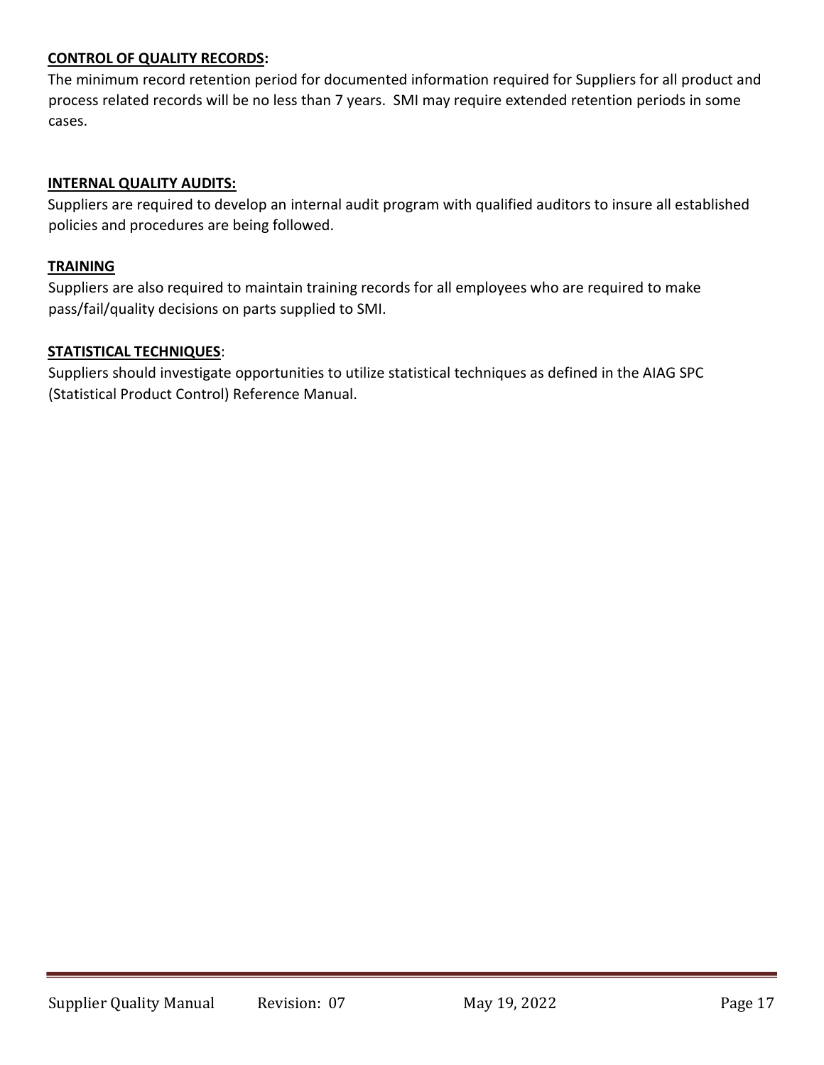**CONTROL OF QUALITY RECORDS:**

The minimum record retention period for documented information required for Suppliers for all product and process related records will be no less than 7 years. SMI may require extended retention periods in some cases.

**INTERNAL QUALITY AUDITS:**

Suppliers are required to develop an internal audit program with qualified auditors to insure all established policies and procedures are being followed.

**TRAINING**

Suppliers are also required to maintain training records for all employees who are required to make pass/fail/quality decisions on parts supplied to SMI.

**STATISTICAL TECHNIQUES**:

Suppliers should investigate opportunities to utilize statistical techniques as defined in the AIAG SPC (Statistical Product Control) Reference Manual.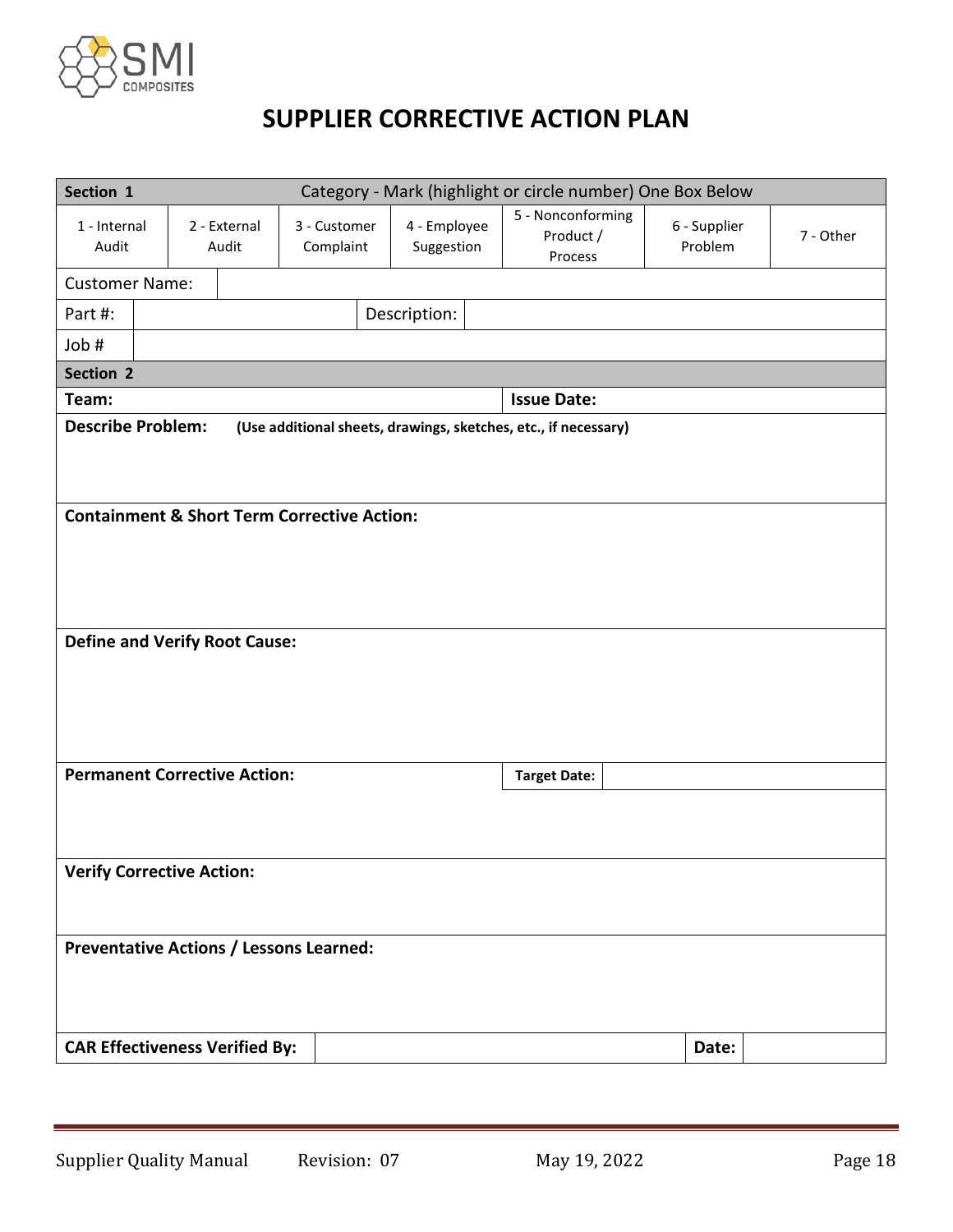# SUPPLIER CORRECTIVE ACTION PLAN

| **Section 1** | Category - Mark (highlight or circle number) One Box Below | | | | | |
|---|---|---|---|---|---|---|
| 1 - Internal Audit | 2 - External Audit | 3 - Customer Complaint | 4 - Employee Suggestion | 5 - Nonconforming Product / Process | 6 - Supplier Problem | 7 - Other |
| Customer Name: | | | | | | |
| Part #: | | | Description: | | | |
| Job # | | | | | | |

| **Section 2** | | | |
|---|---|---|---|
| **Team:** | | **Issue Date:** | |
| **Describe Problem:** **(Use additional sheets, drawings, sketches, etc., if necessary)** | | | |
| **Containment & Short Term Corrective Action:** | | | |
| **Define and Verify Root Cause:** | | | |
| **Permanent Corrective Action:** | | **Target Date:** | |
| **Verify Corrective Action:** | | | |
| **Preventative Actions / Lessons Learned:** | | | |
| **CAR Effectiveness Verified By:** | | **Date:** | |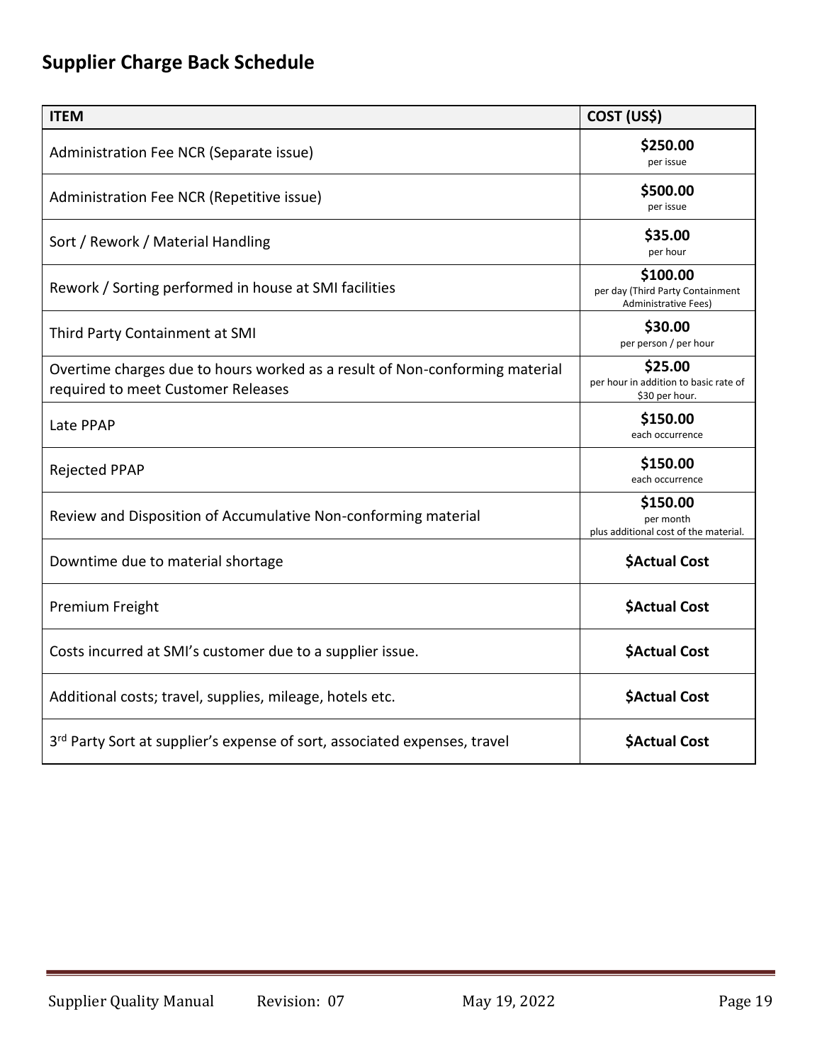## Supplier Charge Back Schedule

| ITEM | COST (US$) |
|---|---|
| Administration Fee NCR (Separate issue) | **$250.00** per issue |
| Administration Fee NCR (Repetitive issue) | **$500.00** per issue |
| Sort / Rework / Material Handling | **$35.00** per hour |
| Rework / Sorting performed in house at SMI facilities | **$100.00** per day (Third Party Containment Administrative Fees) |
| Third Party Containment at SMI | **$30.00** per person / per hour |
| Overtime charges due to hours worked as a result of Non-conforming material required to meet Customer Releases | **$25.00** per hour in addition to basic rate of $30 per hour. |
| Late PPAP | **$150.00** each occurrence |
| Rejected PPAP | **$150.00** each occurrence |
| Review and Disposition of Accumulative Non-conforming material | **$150.00** per month plus additional cost of the material. |
| Downtime due to material shortage | **$Actual Cost** |
| Premium Freight | **$Actual Cost** |
| Costs incurred at SMI's customer due to a supplier issue. | **$Actual Cost** |
| Additional costs; travel, supplies, mileage, hotels etc. | **$Actual Cost** |
| 3rd Party Sort at supplier's expense of sort, associated expenses, travel | **$Actual Cost** |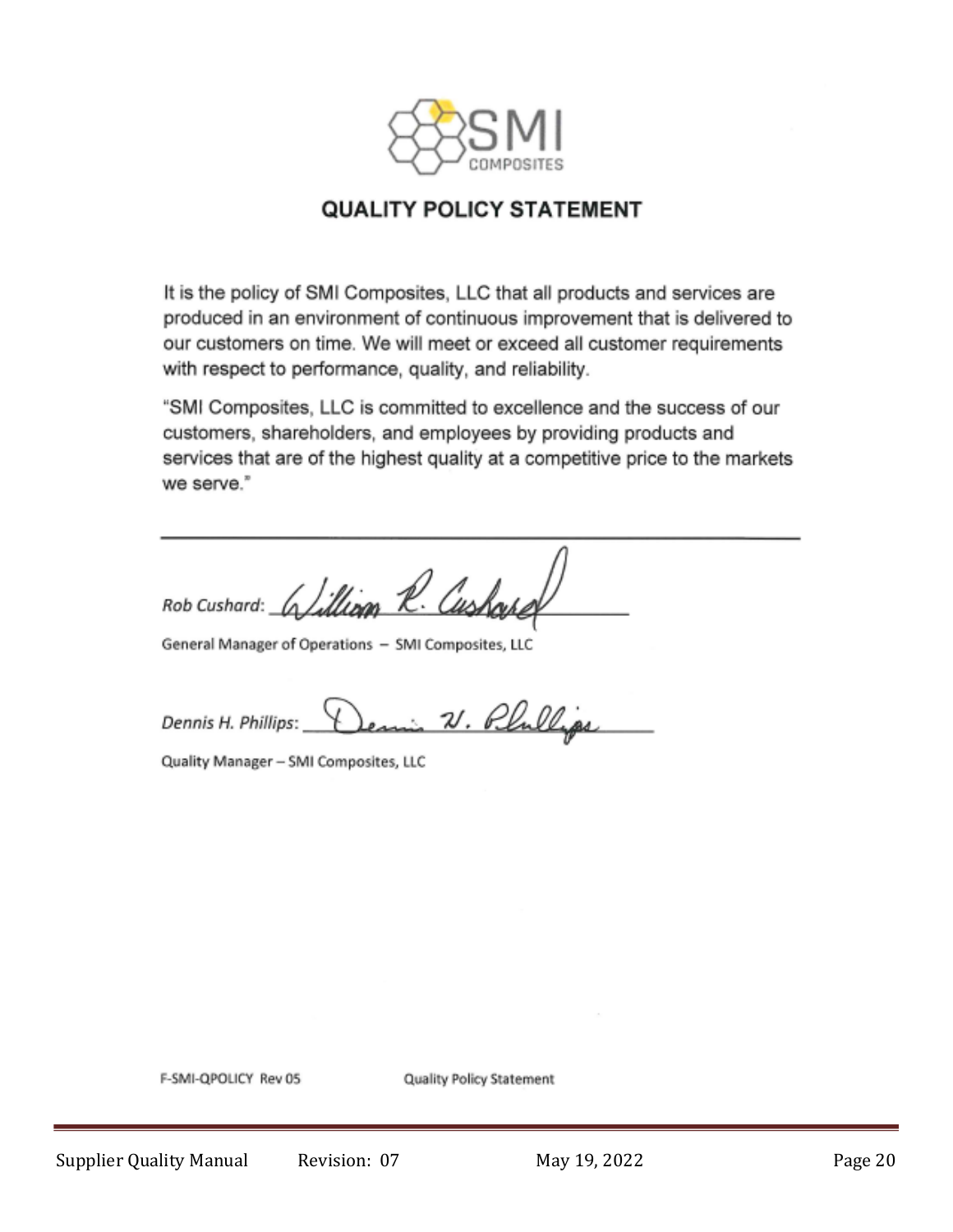SMI COMPOSITES

# QUALITY POLICY STATEMENT

It is the policy of SMI Composites, LLC that all products and services are produced in an environment of continuous improvement that is delivered to our customers on time. We will meet or exceed all customer requirements with respect to performance, quality, and reliability.

"SMI Composites, LLC is committed to excellence and the success of our customers, shareholders, and employees by providing products and services that are of the highest quality at a competitive price to the markets we serve."

---

*Rob Cushard*: William R. Cushard

General Manager of Operations – SMI Composites, LLC

*Dennis H. Phillips*: Dennis H. Phillips

Quality Manager – SMI Composites, LLC

F-SMI-QPOLICY Rev 05 Quality Policy Statement